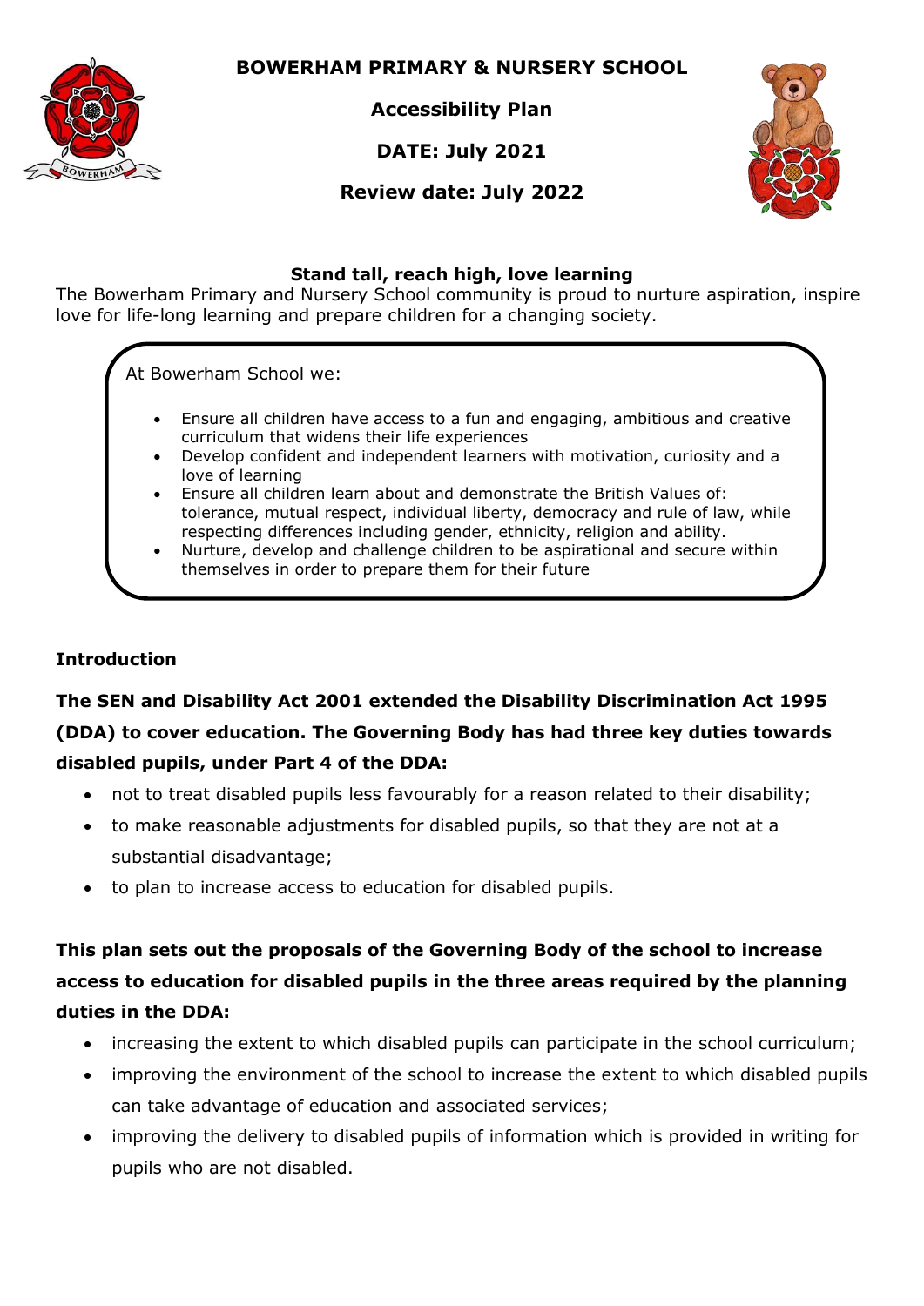# BOWERHAM PRIMARY & NURSERY SCHOOL

## Accessibility Plan

**DATE: July 2021**

**Review date: July 2022**

**Stand tall, reach high, love learning**

The Bowerham Primary and Nursery School community is proud to nurture aspiration, inspire love for life-long learning and prepare children for a changing society.

At Bowerham School we:

- Ensure all children have access to a fun and engaging, ambitious and creative curriculum that widens their life experiences
- Develop confident and independent learners with motivation, curiosity and a love of learning
- Ensure all children learn about and demonstrate the British Values of: tolerance, mutual respect, individual liberty, democracy and rule of law, while respecting differences including gender, ethnicity, religion and ability.
- Nurture, develop and challenge children to be aspirational and secure within themselves in order to prepare them for their future

### Introduction

**The SEN and Disability Act 2001 extended the Disability Discrimination Act 1995 (DDA) to cover education. The Governing Body has had three key duties towards disabled pupils, under Part 4 of the DDA:**

- not to treat disabled pupils less favourably for a reason related to their disability;
- to make reasonable adjustments for disabled pupils, so that they are not at a substantial disadvantage;
- to plan to increase access to education for disabled pupils.

**This plan sets out the proposals of the Governing Body of the school to increase access to education for disabled pupils in the three areas required by the planning duties in the DDA:**

- increasing the extent to which disabled pupils can participate in the school curriculum;
- improving the environment of the school to increase the extent to which disabled pupils can take advantage of education and associated services;
- improving the delivery to disabled pupils of information which is provided in writing for pupils who are not disabled.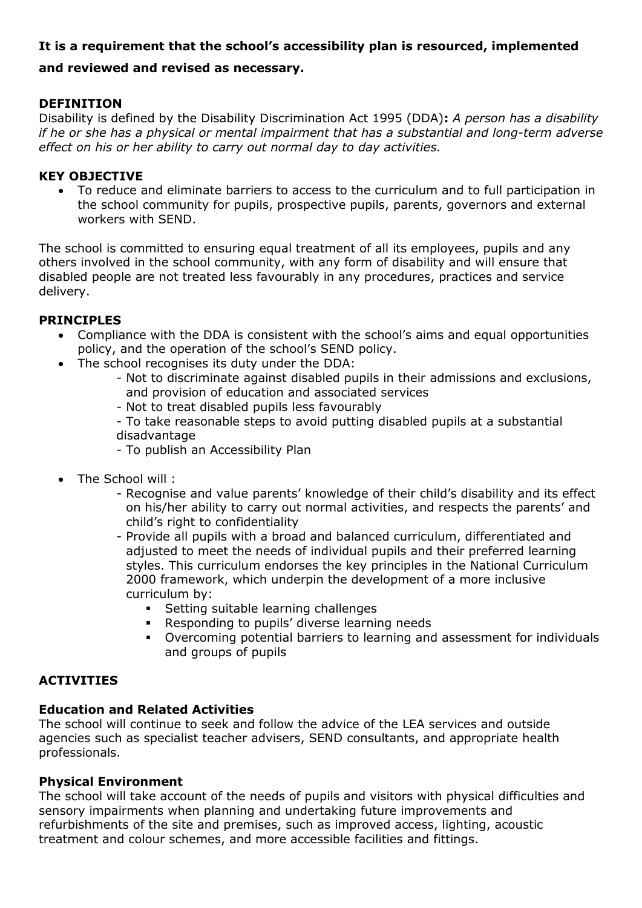**It is a requirement that the school's accessibility plan is resourced, implemented and reviewed and revised as necessary.**

**DEFINITION**

Disability is defined by the Disability Discrimination Act 1995 (DDA)**:** *A person has a disability if he or she has a physical or mental impairment that has a substantial and long-term adverse effect on his or her ability to carry out normal day to day activities.*

**KEY OBJECTIVE**

- To reduce and eliminate barriers to access to the curriculum and to full participation in the school community for pupils, prospective pupils, parents, governors and external workers with SEND.

The school is committed to ensuring equal treatment of all its employees, pupils and any others involved in the school community, with any form of disability and will ensure that disabled people are not treated less favourably in any procedures, practices and service delivery.

**PRINCIPLES**

- Compliance with the DDA is consistent with the school's aims and equal opportunities policy, and the operation of the school's SEND policy.
- The school recognises its duty under the DDA:
  - Not to discriminate against disabled pupils in their admissions and exclusions, and provision of education and associated services
  - Not to treat disabled pupils less favourably
  - To take reasonable steps to avoid putting disabled pupils at a substantial disadvantage
  - To publish an Accessibility Plan
- The School will :
  - Recognise and value parents' knowledge of their child's disability and its effect on his/her ability to carry out normal activities, and respects the parents' and child's right to confidentiality
  - Provide all pupils with a broad and balanced curriculum, differentiated and adjusted to meet the needs of individual pupils and their preferred learning styles. This curriculum endorses the key principles in the National Curriculum 2000 framework, which underpin the development of a more inclusive curriculum by:
    - Setting suitable learning challenges
    - Responding to pupils' diverse learning needs
    - Overcoming potential barriers to learning and assessment for individuals and groups of pupils

**ACTIVITIES**

**Education and Related Activities**

The school will continue to seek and follow the advice of the LEA services and outside agencies such as specialist teacher advisers, SEND consultants, and appropriate health professionals.

**Physical Environment**

The school will take account of the needs of pupils and visitors with physical difficulties and sensory impairments when planning and undertaking future improvements and refurbishments of the site and premises, such as improved access, lighting, acoustic treatment and colour schemes, and more accessible facilities and fittings.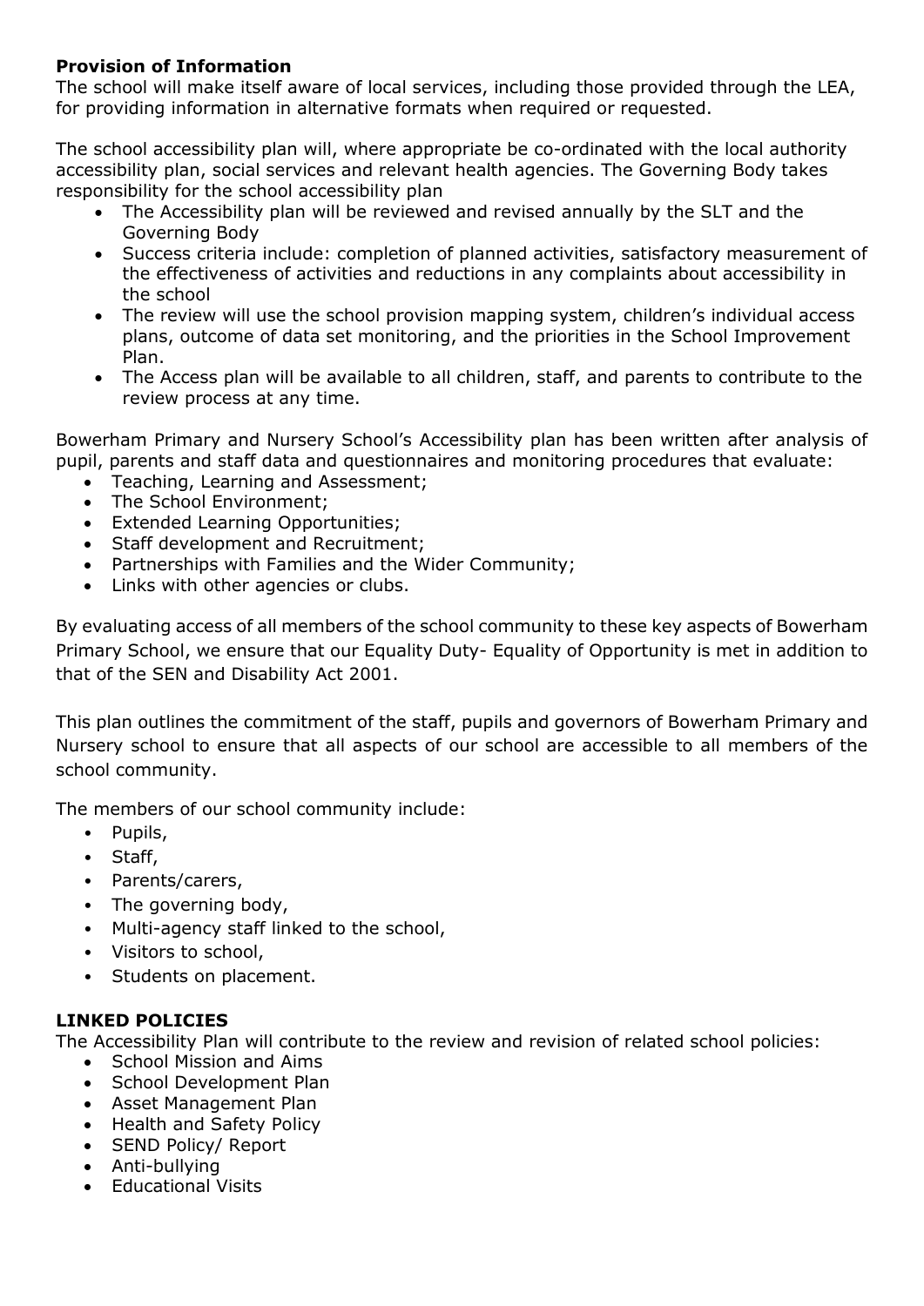**Provision of Information**

The school will make itself aware of local services, including those provided through the LEA, for providing information in alternative formats when required or requested.

The school accessibility plan will, where appropriate be co-ordinated with the local authority accessibility plan, social services and relevant health agencies. The Governing Body takes responsibility for the school accessibility plan

- The Accessibility plan will be reviewed and revised annually by the SLT and the Governing Body
- Success criteria include: completion of planned activities, satisfactory measurement of the effectiveness of activities and reductions in any complaints about accessibility in the school
- The review will use the school provision mapping system, children's individual access plans, outcome of data set monitoring, and the priorities in the School Improvement Plan.
- The Access plan will be available to all children, staff, and parents to contribute to the review process at any time.

Bowerham Primary and Nursery School's Accessibility plan has been written after analysis of pupil, parents and staff data and questionnaires and monitoring procedures that evaluate:

- Teaching, Learning and Assessment;
- The School Environment;
- Extended Learning Opportunities;
- Staff development and Recruitment;
- Partnerships with Families and the Wider Community;
- Links with other agencies or clubs.

By evaluating access of all members of the school community to these key aspects of Bowerham Primary School, we ensure that our Equality Duty- Equality of Opportunity is met in addition to that of the SEN and Disability Act 2001.

This plan outlines the commitment of the staff, pupils and governors of Bowerham Primary and Nursery school to ensure that all aspects of our school are accessible to all members of the school community.

The members of our school community include:

- Pupils,
- Staff,
- Parents/carers,
- The governing body,
- Multi-agency staff linked to the school,
- Visitors to school,
- Students on placement.

**LINKED POLICIES**

The Accessibility Plan will contribute to the review and revision of related school policies:

- School Mission and Aims
- School Development Plan
- Asset Management Plan
- Health and Safety Policy
- SEND Policy/ Report
- Anti-bullying
- Educational Visits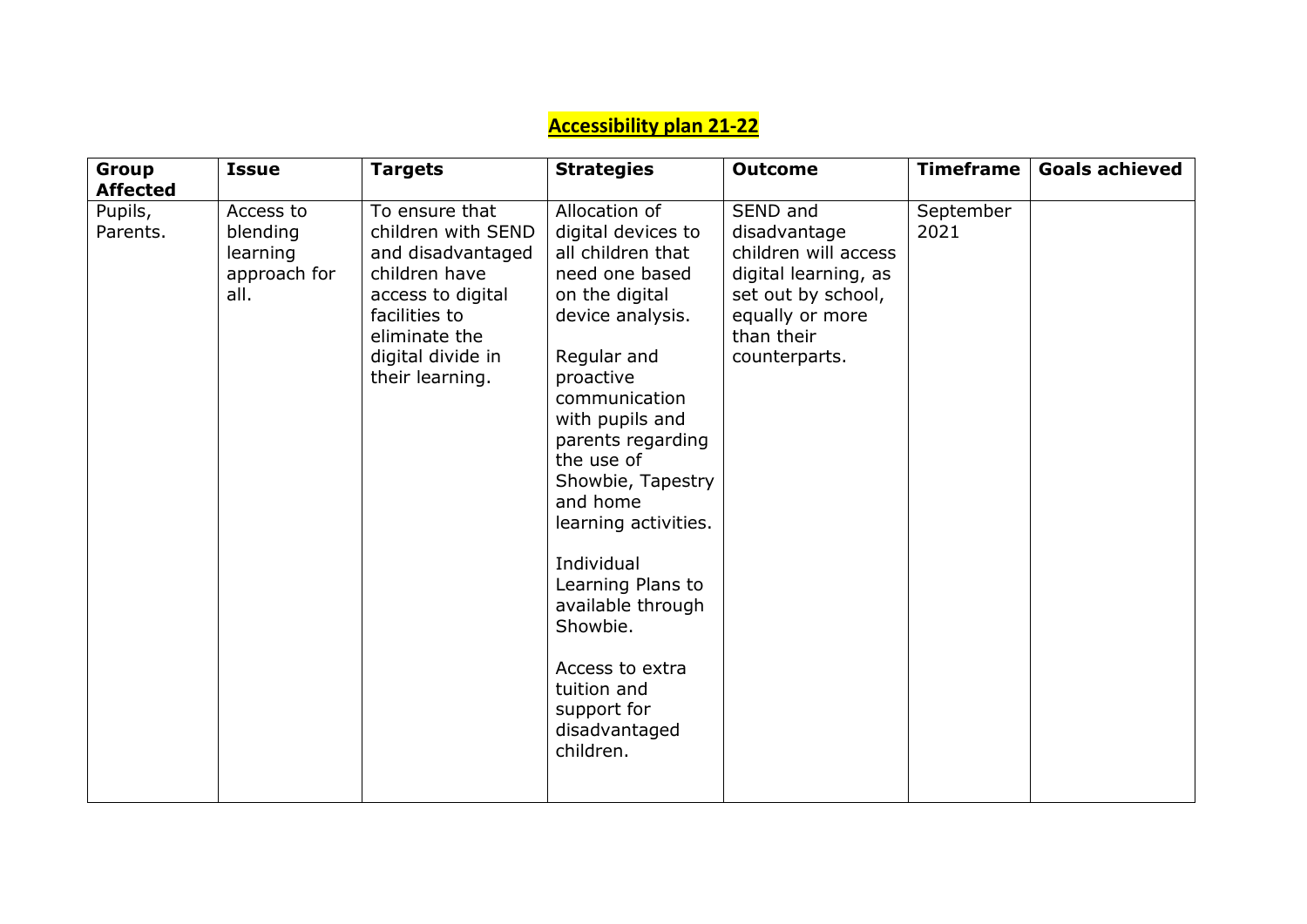# Accessibility plan 21-22

| Group Affected | Issue | Targets | Strategies | Outcome | Timeframe | Goals achieved |
|---|---|---|---|---|---|---|
| Pupils, Parents. | Access to blending learning approach for all. | To ensure that children with SEND and disadvantaged children have access to digital facilities to eliminate the digital divide in their learning. | Allocation of digital devices to all children that need one based on the digital device analysis.<br><br>Regular and proactive communication with pupils and parents regarding the use of Showbie, Tapestry and home learning activities.<br><br>Individual Learning Plans to available through Showbie.<br><br>Access to extra tuition and support for disadvantaged children. | SEND and disadvantage children will access digital learning, as set out by school, equally or more than their counterparts. | September 2021 | |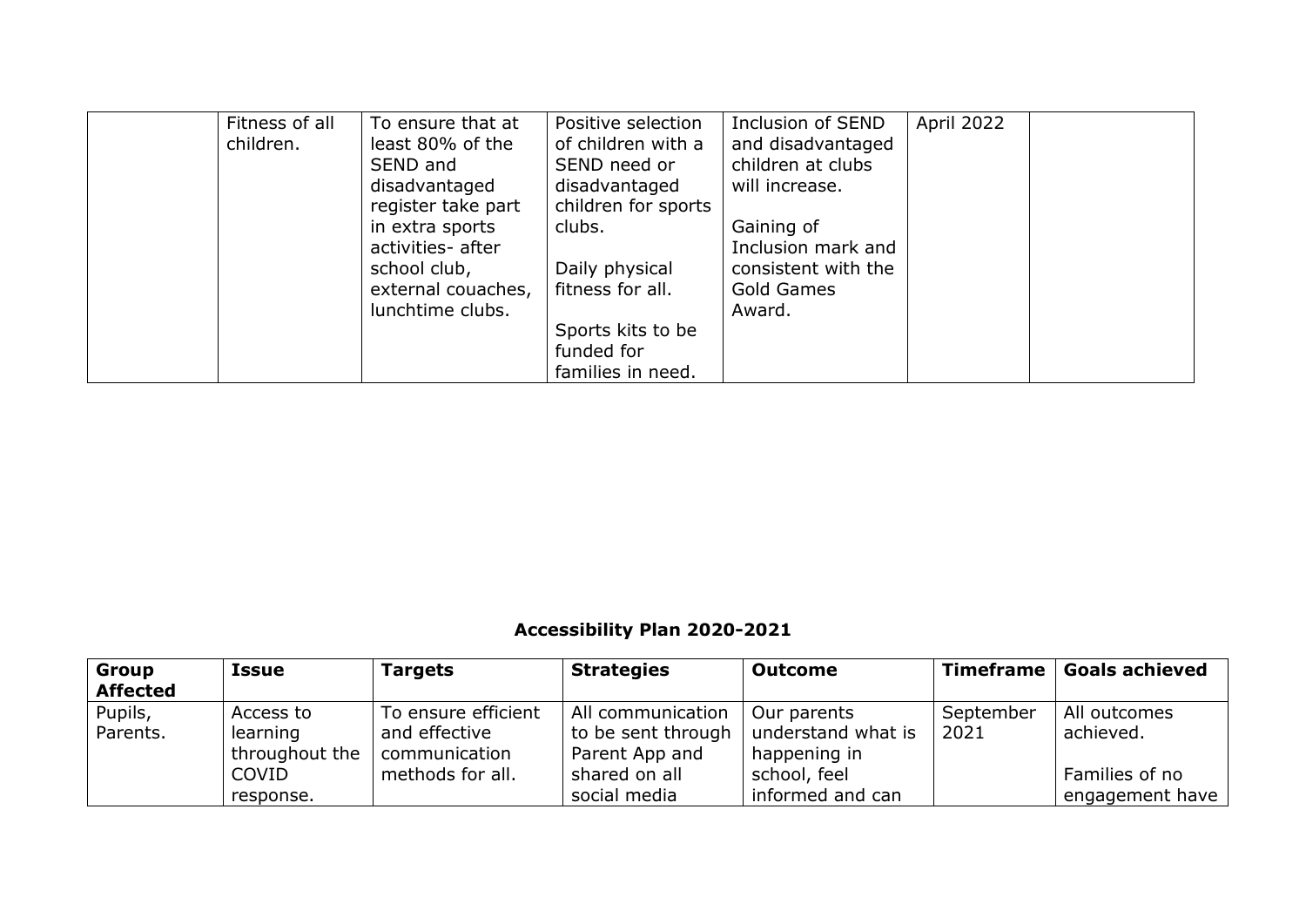| | | | | | | |
|---|---|---|---|---|---|---|
| | Fitness of all children. | To ensure that at least 80% of the SEND and disadvantaged register take part in extra sports activities- after school club, external couaches, lunchtime clubs. | Positive selection of children with a SEND need or disadvantaged children for sports clubs.<br><br>Daily physical fitness for all.<br><br>Sports kits to be funded for families in need. | Inclusion of SEND and disadvantaged children at clubs will increase.<br><br>Gaining of Inclusion mark and consistent with the Gold Games Award. | April 2022 | |

## Accessibility Plan 2020-2021

| Group Affected | Issue | Targets | Strategies | Outcome | Timeframe | Goals achieved |
|---|---|---|---|---|---|---|
| Pupils, Parents. | Access to learning throughout the COVID response. | To ensure efficient and effective communication methods for all. | All communication to be sent through Parent App and shared on all social media | Our parents understand what is happening in school, feel informed and can | September 2021 | All outcomes achieved.<br><br>Families of no engagement have |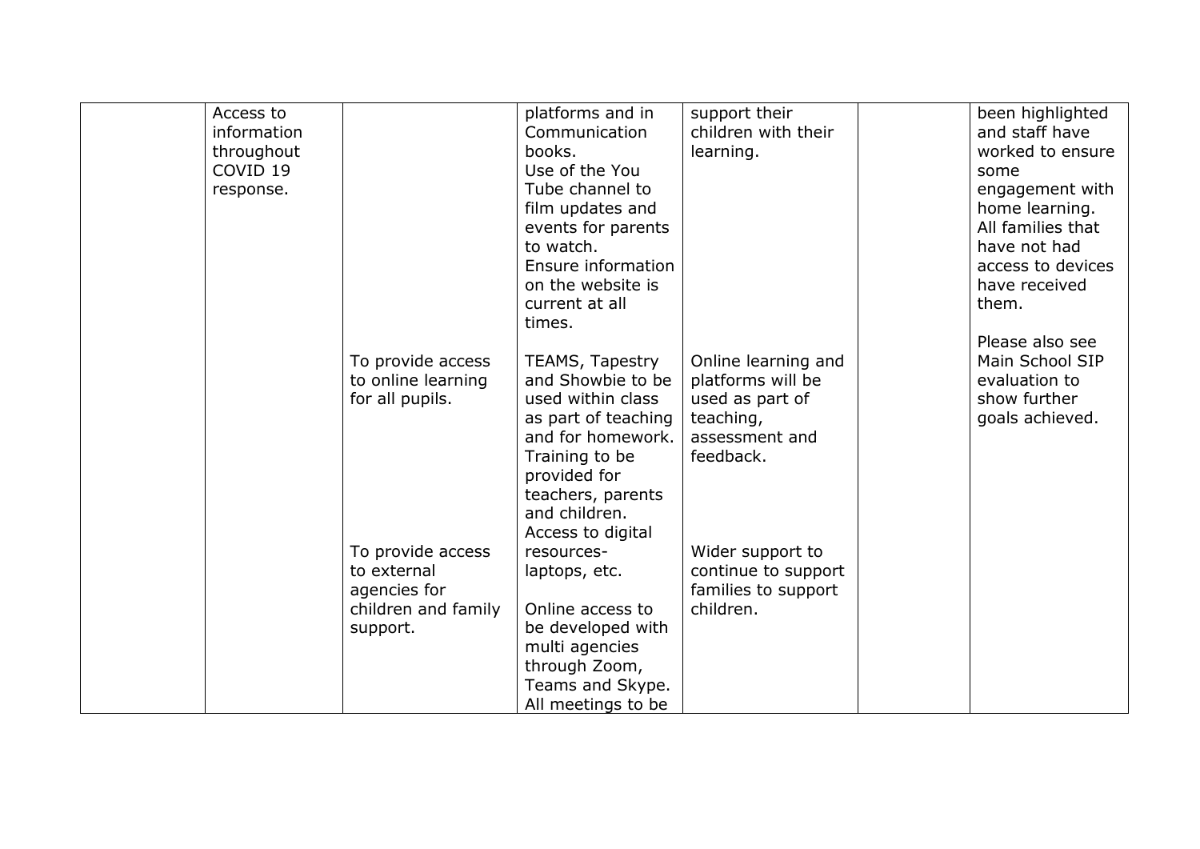| | | | | | | |
|---|---|---|---|---|---|---|
| | Access to information throughout COVID 19 response. | | platforms and in Communication books. Use of the You Tube channel to film updates and events for parents to watch. Ensure information on the website is current at all times. | support their children with their learning. | | been highlighted and staff have worked to ensure some engagement with home learning. All families that have not had access to devices have received them. |
| | | To provide access to online learning for all pupils. | TEAMS, Tapestry and Showbie to be used within class as part of teaching and for homework. Training to be provided for teachers, parents and children. | Online learning and platforms will be used as part of teaching, assessment and feedback. | | Please also see Main School SIP evaluation to show further goals achieved. |
| | | To provide access to external agencies for children and family support. | Access to digital resources- laptops, etc. Online access to be developed with multi agencies through Zoom, Teams and Skype. All meetings to be | Wider support to continue to support families to support children. | | |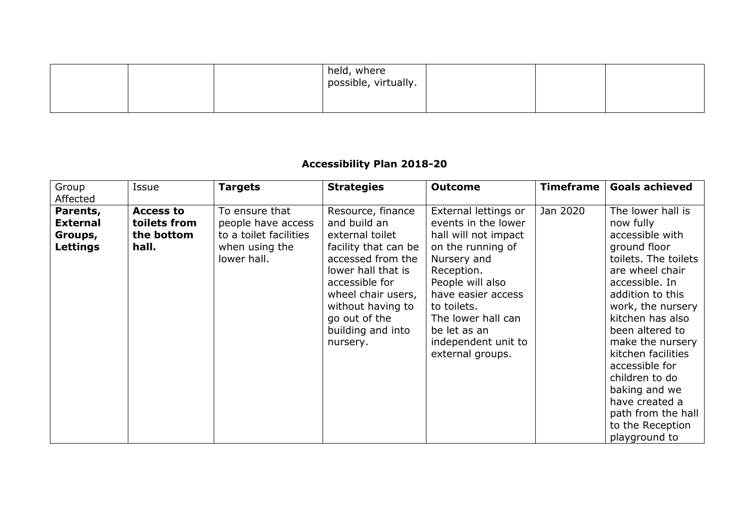| | | | | | | |
|---|---|---|---|---|---|---|
| | | | held, where possible, virtually. | | | |

**Accessibility Plan 2018-20**

| Group Affected | Issue | **Targets** | **Strategies** | **Outcome** | **Timeframe** | **Goals achieved** |
|---|---|---|---|---|---|---|
| **Parents, External Groups, Lettings** | **Access to toilets from the bottom hall.** | To ensure that people have access to a toilet facilities when using the lower hall. | Resource, finance and build an external toilet facility that can be accessed from the lower hall that is accessible for wheel chair users, without having to go out of the building and into nursery. | External lettings or events in the lower hall will not impact on the running of Nursery and Reception. People will also have easier access to toilets. The lower hall can be let as an independent unit to external groups. | Jan 2020 | The lower hall is now fully accessible with ground floor toilets. The toilets are wheel chair accessible. In addition to this work, the nursery kitchen has also been altered to make the nursery kitchen facilities accessible for children to do baking and we have created a path from the hall to the Reception playground to |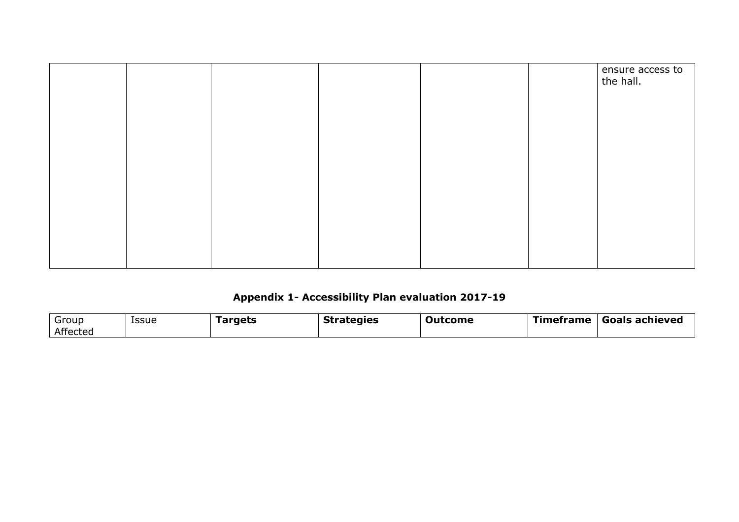| | | | | | | |
|---|---|---|---|---|---|---|
| | | | | | | ensure access to the hall. |

## Appendix 1- Accessibility Plan evaluation 2017-19

| Group Affected | Issue | **Targets** | **Strategies** | **Outcome** | **Timeframe** | **Goals achieved** |
|---|---|---|---|---|---|---|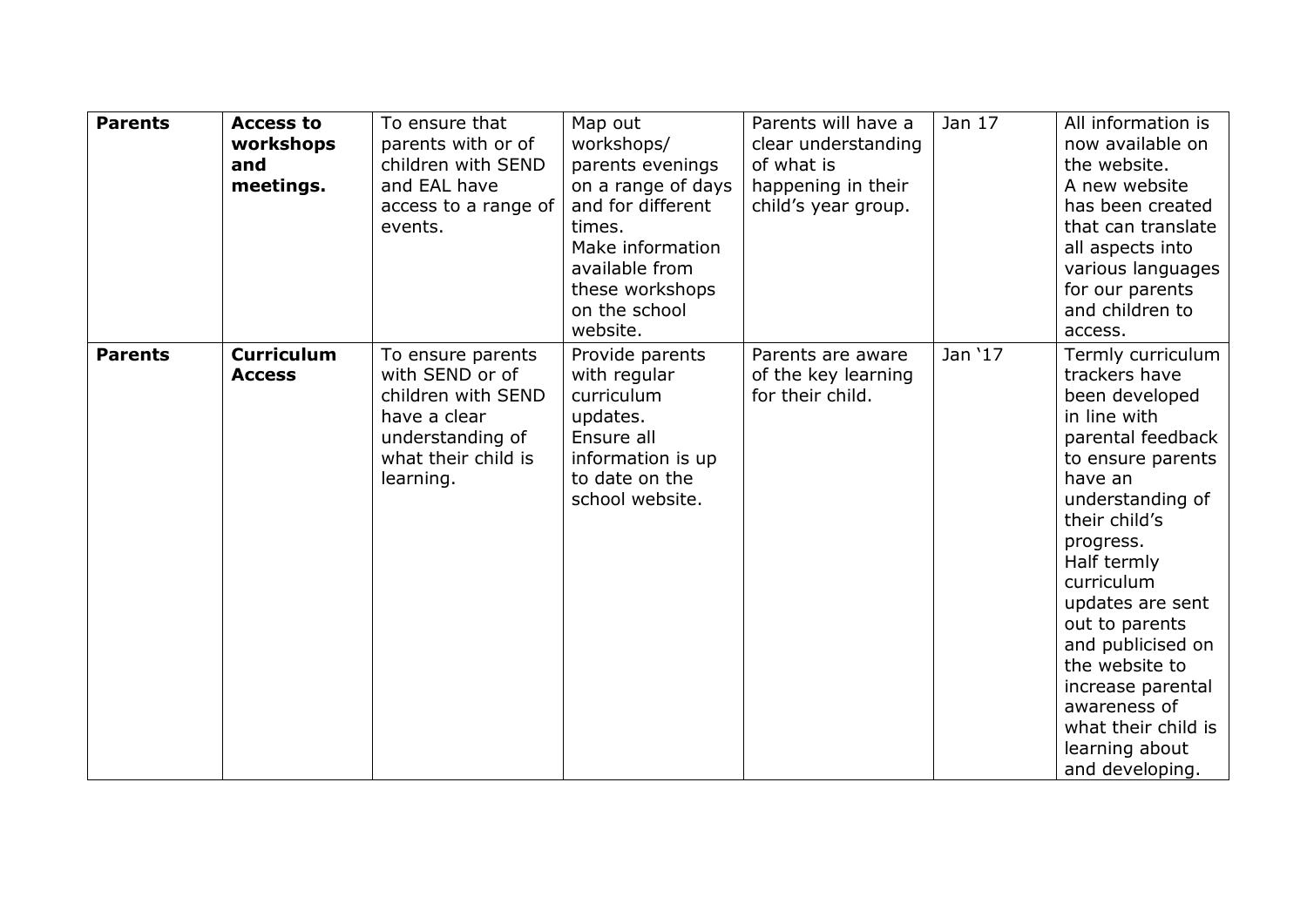| | | | | | | |
|---|---|---|---|---|---|---|
| **Parents** | **Access to workshops and meetings.** | To ensure that parents with or of children with SEND and EAL have access to a range of events. | Map out workshops/ parents evenings on a range of days and for different times. Make information available from these workshops on the school website. | Parents will have a clear understanding of what is happening in their child's year group. | Jan 17 | All information is now available on the website. A new website has been created that can translate all aspects into various languages for our parents and children to access. |
| **Parents** | **Curriculum Access** | To ensure parents with SEND or of children with SEND have a clear understanding of what their child is learning. | Provide parents with regular curriculum updates. Ensure all information is up to date on the school website. | Parents are aware of the key learning for their child. | Jan '17 | Termly curriculum trackers have been developed in line with parental feedback to ensure parents have an understanding of their child's progress. Half termly curriculum updates are sent out to parents and publicised on the website to increase parental awareness of what their child is learning about and developing. |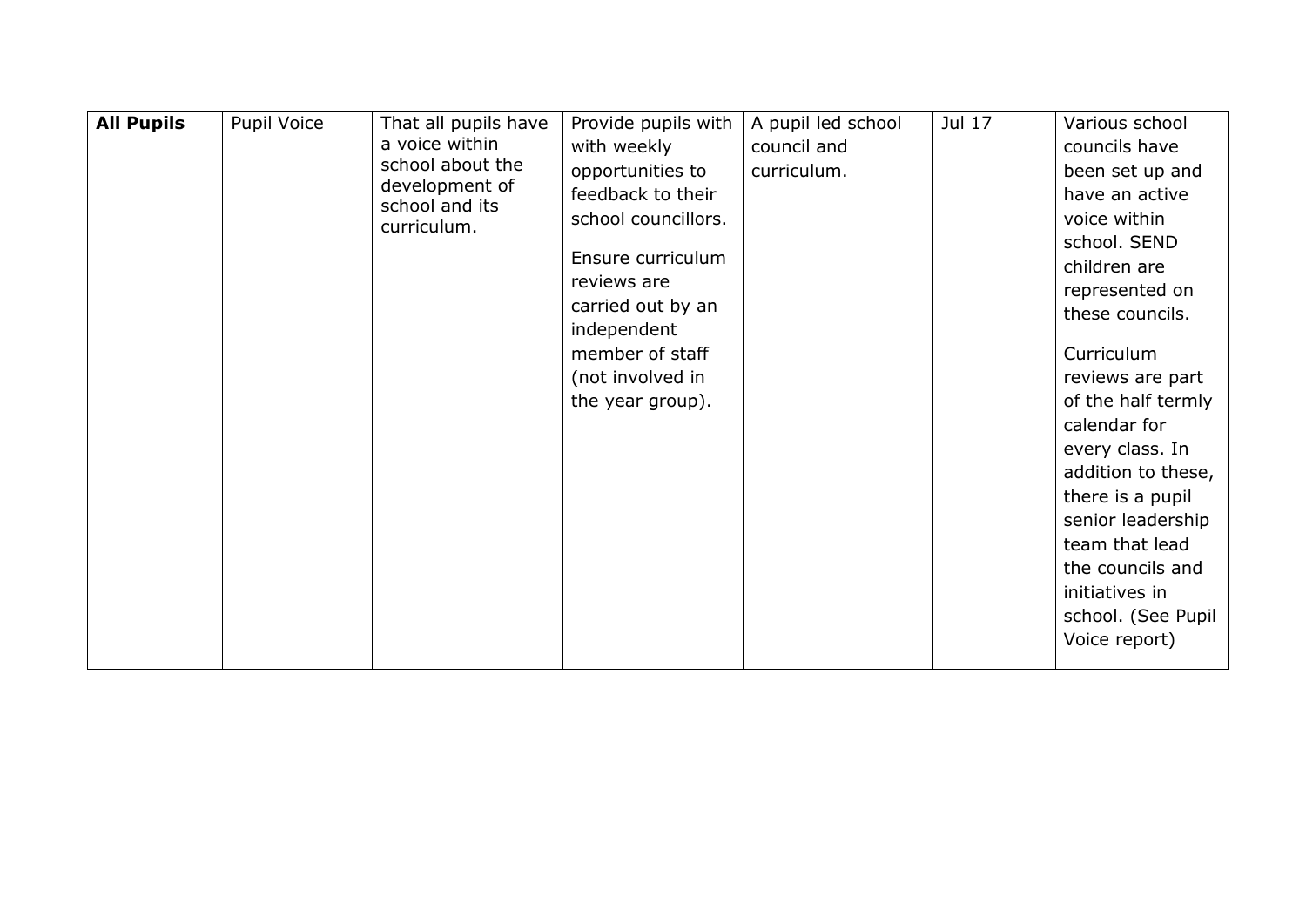| | | | | | | |
|---|---|---|---|---|---|---|
| **All Pupils** | Pupil Voice | That all pupils have a voice within school about the development of school and its curriculum. | Provide pupils with with weekly opportunities to feedback to their school councillors.<br><br>Ensure curriculum reviews are carried out by an independent member of staff (not involved in the year group). | A pupil led school council and curriculum. | Jul 17 | Various school councils have been set up and have an active voice within school. SEND children are represented on these councils.<br><br>Curriculum reviews are part of the half termly calendar for every class. In addition to these, there is a pupil senior leadership team that lead the councils and initiatives in school. (See Pupil Voice report) |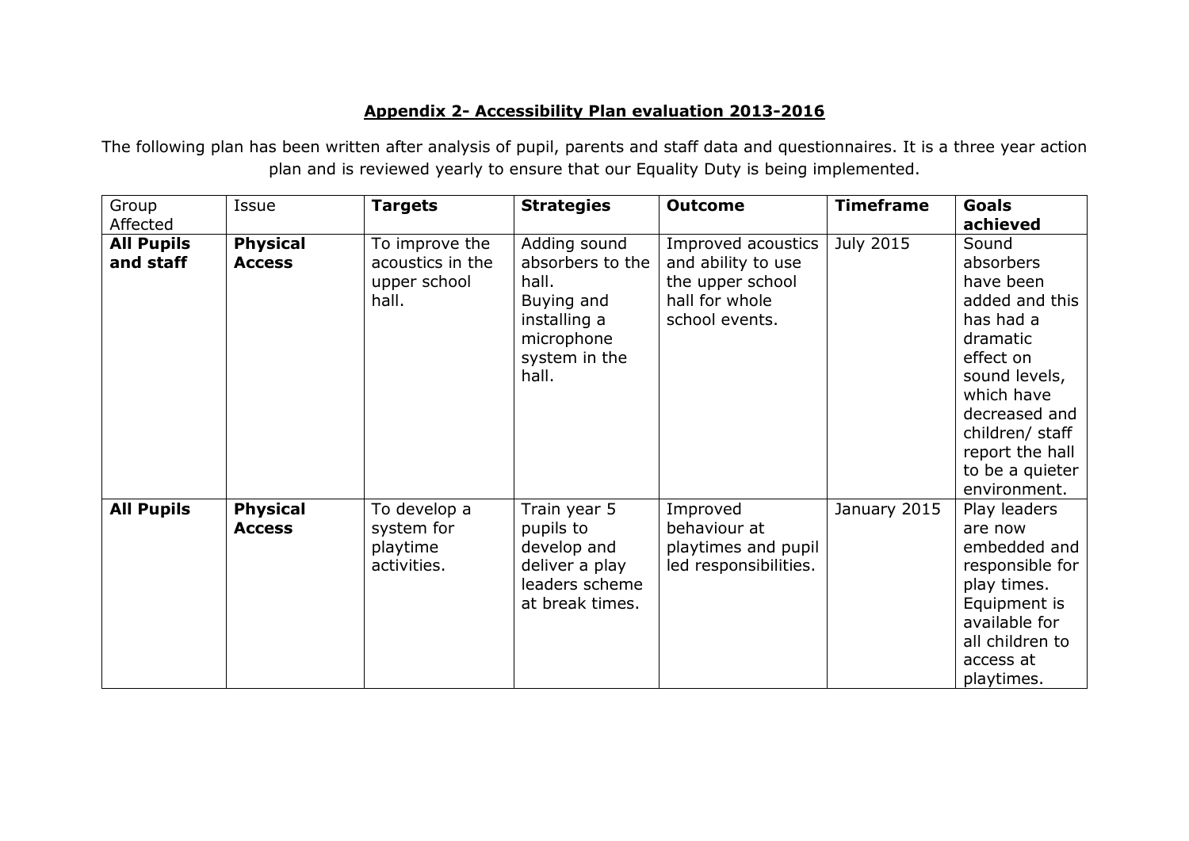## Appendix 2- Accessibility Plan evaluation 2013-2016

The following plan has been written after analysis of pupil, parents and staff data and questionnaires. It is a three year action plan and is reviewed yearly to ensure that our Equality Duty is being implemented.

| Group Affected | Issue | **Targets** | **Strategies** | **Outcome** | **Timeframe** | **Goals achieved** |
|---|---|---|---|---|---|---|
| **All Pupils and staff** | **Physical Access** | To improve the acoustics in the upper school hall. | Adding sound absorbers to the hall. Buying and installing a microphone system in the hall. | Improved acoustics and ability to use the upper school hall for whole school events. | July 2015 | Sound absorbers have been added and this has had a dramatic effect on sound levels, which have decreased and children/ staff report the hall to be a quieter environment. |
| **All Pupils** | **Physical Access** | To develop a system for playtime activities. | Train year 5 pupils to develop and deliver a play leaders scheme at break times. | Improved behaviour at playtimes and pupil led responsibilities. | January 2015 | Play leaders are now embedded and responsible for play times. Equipment is available for all children to access at playtimes. |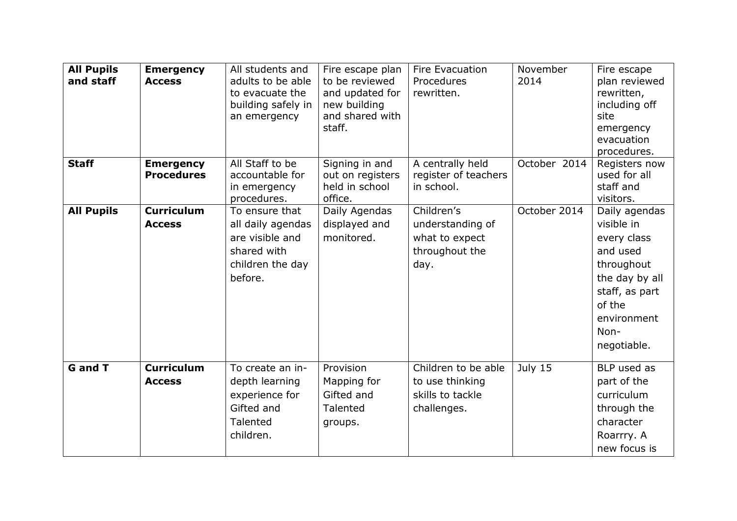| | | | | | | |
|---|---|---|---|---|---|---|
| **All Pupils and staff** | **Emergency Access** | All students and adults to be able to evacuate the building safely in an emergency | Fire escape plan to be reviewed and updated for new building and shared with staff. | Fire Evacuation Procedures rewritten. | November 2014 | Fire escape plan reviewed rewritten, including off site emergency evacuation procedures. |
| **Staff** | **Emergency Procedures** | All Staff to be accountable for in emergency procedures. | Signing in and out on registers held in school office. | A centrally held register of teachers in school. | October 2014 | Registers now used for all staff and visitors. |
| **All Pupils** | **Curriculum Access** | To ensure that all daily agendas are visible and shared with children the day before. | Daily Agendas displayed and monitored. | Children's understanding of what to expect throughout the day. | October 2014 | Daily agendas visible in every class and used throughout the day by all staff, as part of the environment Non-negotiable. |
| **G and T** | **Curriculum Access** | To create an in-depth learning experience for Gifted and Talented children. | Provision Mapping for Gifted and Talented groups. | Children to be able to use thinking skills to tackle challenges. | July 15 | BLP used as part of the curriculum through the character Roarrry. A new focus is |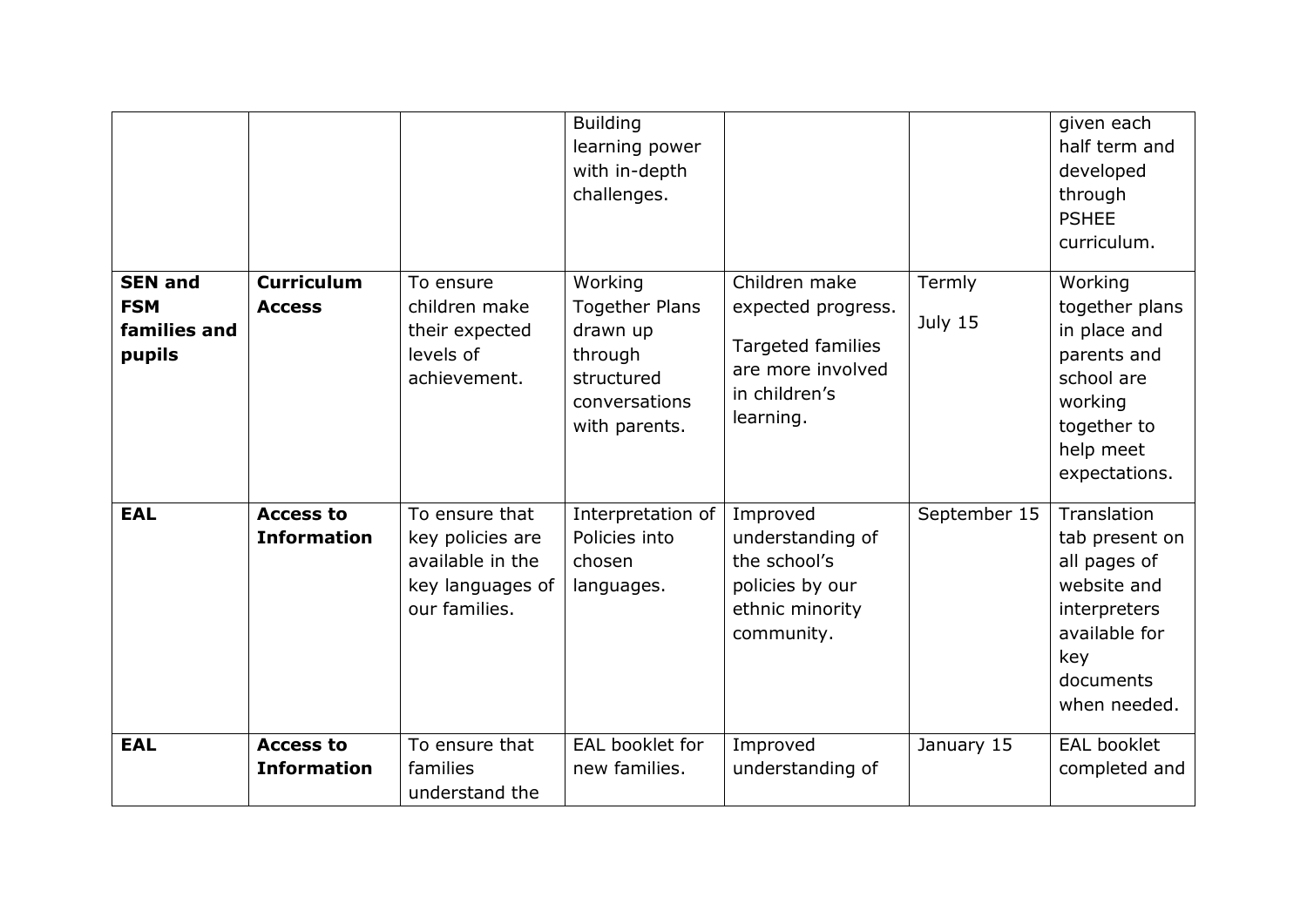| | | | | | | |
|---|---|---|---|---|---|---|
| | | | Building learning power with in-depth challenges. | | | given each half term and developed through PSHEE curriculum. |
| **SEN and FSM families and pupils** | **Curriculum Access** | To ensure children make their expected levels of achievement. | Working Together Plans drawn up through structured conversations with parents. | Children make expected progress.<br><br>Targeted families are more involved in children's learning. | Termly<br><br>July 15 | Working together plans in place and parents and school are working together to help meet expectations. |
| **EAL** | **Access to Information** | To ensure that key policies are available in the key languages of our families. | Interpretation of Policies into chosen languages. | Improved understanding of the school's policies by our ethnic minority community. | September 15 | Translation tab present on all pages of website and interpreters available for key documents when needed. |
| **EAL** | **Access to Information** | To ensure that families understand the | EAL booklet for new families. | Improved understanding of | January 15 | EAL booklet completed and |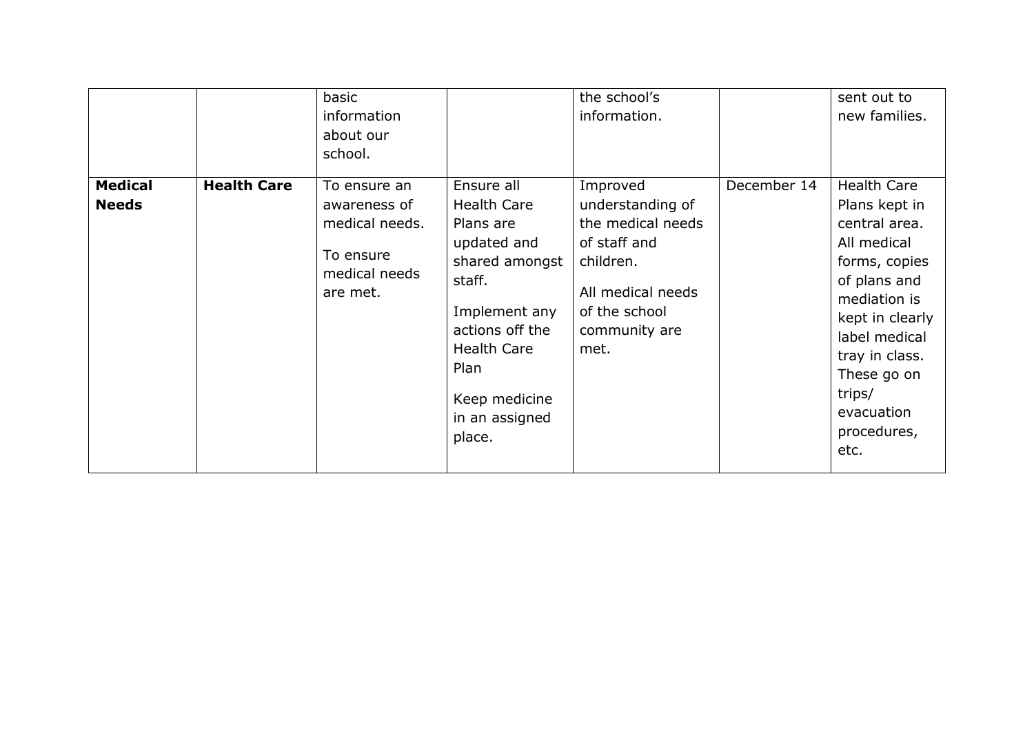| | | | | | | |
|---|---|---|---|---|---|---|
| | | basic information about our school. | | the school's information. | | sent out to new families. |
| **Medical Needs** | **Health Care** | To ensure an awareness of medical needs.<br><br>To ensure medical needs are met. | Ensure all Health Care Plans are updated and shared amongst staff.<br><br>Implement any actions off the Health Care Plan<br><br>Keep medicine in an assigned place. | Improved understanding of the medical needs of staff and children.<br><br>All medical needs of the school community are met. | December 14 | Health Care Plans kept in central area. All medical forms, copies of plans and mediation is kept in clearly label medical tray in class. These go on trips/ evacuation procedures, etc. |